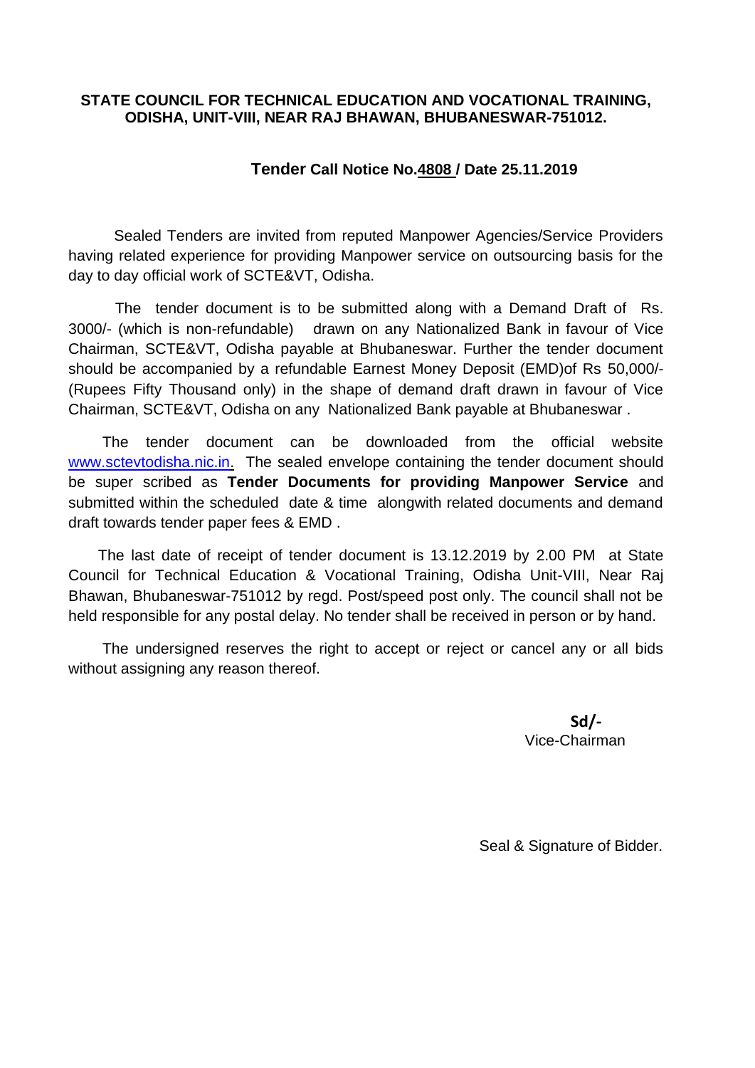**STATE COUNCIL FOR TECHNICAL EDUCATION AND VOCATIONAL TRAINING, ODISHA, UNIT-VIII, NEAR RAJ BHAWAN, BHUBANESWAR-751012.**

## Tender Call Notice No.4808 / Date 25.11.2019

Sealed Tenders are invited from reputed Manpower Agencies/Service Providers having related experience for providing Manpower service on outsourcing basis for the day to day official work of SCTE&VT, Odisha.

The tender document is to be submitted along with a Demand Draft of Rs. 3000/- (which is non-refundable) drawn on any Nationalized Bank in favour of Vice Chairman, SCTE&VT, Odisha payable at Bhubaneswar. Further the tender document should be accompanied by a refundable Earnest Money Deposit (EMD)of Rs 50,000/- (Rupees Fifty Thousand only) in the shape of demand draft drawn in favour of Vice Chairman, SCTE&VT, Odisha on any Nationalized Bank payable at Bhubaneswar .

The tender document can be downloaded from the official website www.sctevtodisha.nic.in. The sealed envelope containing the tender document should be super scribed as **Tender Documents for providing Manpower Service** and submitted within the scheduled date & time alongwith related documents and demand draft towards tender paper fees & EMD .

The last date of receipt of tender document is 13.12.2019 by 2.00 PM at State Council for Technical Education & Vocational Training, Odisha Unit-VIII, Near Raj Bhawan, Bhubaneswar-751012 by regd. Post/speed post only. The council shall not be held responsible for any postal delay. No tender shall be received in person or by hand.

The undersigned reserves the right to accept or reject or cancel any or all bids without assigning any reason thereof.

**Sd/-**
Vice-Chairman

Seal & Signature of Bidder.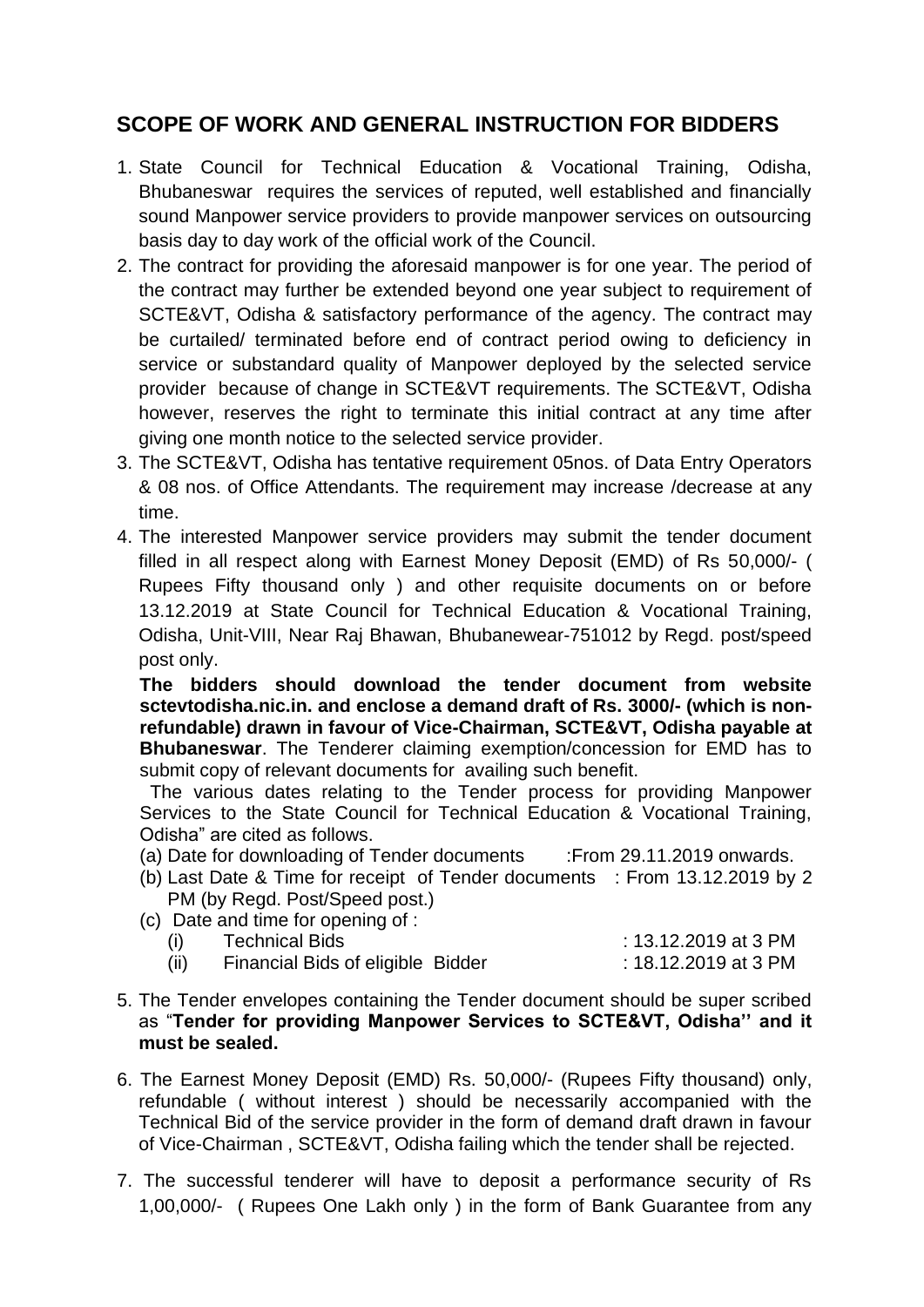## SCOPE OF WORK AND GENERAL INSTRUCTION FOR BIDDERS

1. State Council for Technical Education & Vocational Training, Odisha, Bhubaneswar requires the services of reputed, well established and financially sound Manpower service providers to provide manpower services on outsourcing basis day to day work of the official work of the Council.
2. The contract for providing the aforesaid manpower is for one year. The period of the contract may further be extended beyond one year subject to requirement of SCTE&VT, Odisha & satisfactory performance of the agency. The contract may be curtailed/ terminated before end of contract period owing to deficiency in service or substandard quality of Manpower deployed by the selected service provider because of change in SCTE&VT requirements. The SCTE&VT, Odisha however, reserves the right to terminate this initial contract at any time after giving one month notice to the selected service provider.
3. The SCTE&VT, Odisha has tentative requirement 05nos. of Data Entry Operators & 08 nos. of Office Attendants. The requirement may increase /decrease at any time.
4. The interested Manpower service providers may submit the tender document filled in all respect along with Earnest Money Deposit (EMD) of Rs 50,000/- ( Rupees Fifty thousand only ) and other requisite documents on or before 13.12.2019 at State Council for Technical Education & Vocational Training, Odisha, Unit-VIII, Near Raj Bhawan, Bhubanewear-751012 by Regd. post/speed post only.

   **The bidders should download the tender document from website sctevtodisha.nic.in. and enclose a demand draft of Rs. 3000/- (which is non-refundable) drawn in favour of Vice-Chairman, SCTE&VT, Odisha payable at Bhubaneswar**. The Tenderer claiming exemption/concession for EMD has to submit copy of relevant documents for availing such benefit.

   The various dates relating to the Tender process for providing Manpower Services to the State Council for Technical Education & Vocational Training, Odisha" are cited as follows.

   (a) Date for downloading of Tender documents :From 29.11.2019 onwards.
   (b) Last Date & Time for receipt of Tender documents : From 13.12.2019 by 2 PM (by Regd. Post/Speed post.)
   (c) Date and time for opening of :
      (i) Technical Bids : 13.12.2019 at 3 PM
      (ii) Financial Bids of eligible Bidder : 18.12.2019 at 3 PM

5. The Tender envelopes containing the Tender document should be super scribed as "**Tender for providing Manpower Services to SCTE&VT, Odisha'' and it must be sealed.**
6. The Earnest Money Deposit (EMD) Rs. 50,000/- (Rupees Fifty thousand) only, refundable ( without interest ) should be necessarily accompanied with the Technical Bid of the service provider in the form of demand draft drawn in favour of Vice-Chairman , SCTE&VT, Odisha failing which the tender shall be rejected.
7. The successful tenderer will have to deposit a performance security of Rs 1,00,000/- ( Rupees One Lakh only ) in the form of Bank Guarantee from any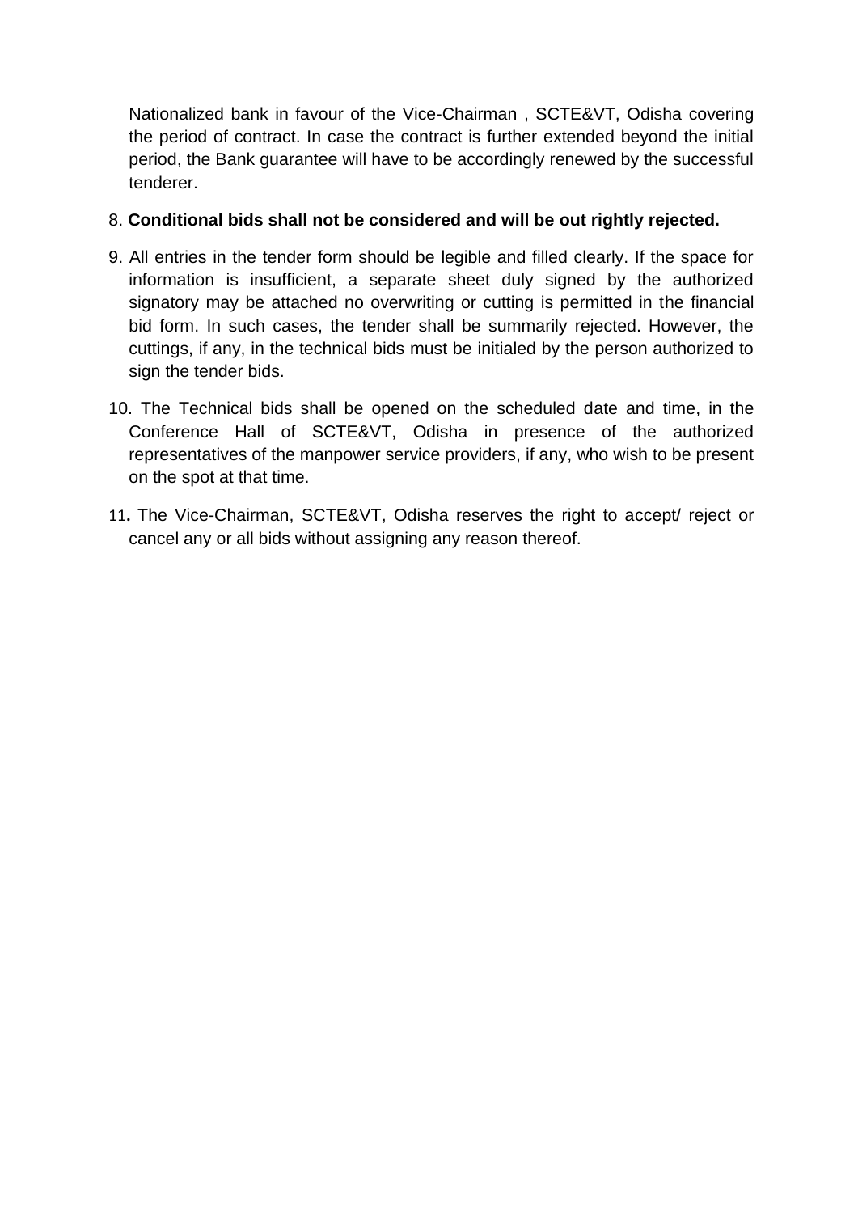Nationalized bank in favour of the Vice-Chairman , SCTE&VT, Odisha covering the period of contract. In case the contract is further extended beyond the initial period, the Bank guarantee will have to be accordingly renewed by the successful tenderer.

8. **Conditional bids shall not be considered and will be out rightly rejected.**

9. All entries in the tender form should be legible and filled clearly. If the space for information is insufficient, a separate sheet duly signed by the authorized signatory may be attached no overwriting or cutting is permitted in the financial bid form. In such cases, the tender shall be summarily rejected. However, the cuttings, if any, in the technical bids must be initialed by the person authorized to sign the tender bids.

10. The Technical bids shall be opened on the scheduled date and time, in the Conference Hall of SCTE&VT, Odisha in presence of the authorized representatives of the manpower service providers, if any, who wish to be present on the spot at that time.

11. The Vice-Chairman, SCTE&VT, Odisha reserves the right to accept/ reject or cancel any or all bids without assigning any reason thereof.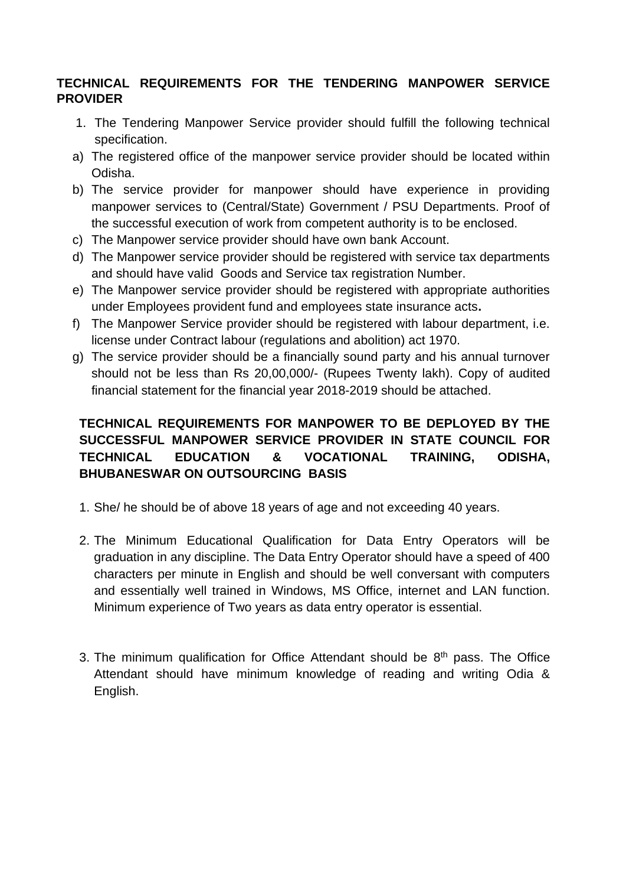**TECHNICAL REQUIREMENTS FOR THE TENDERING MANPOWER SERVICE PROVIDER**

1. The Tendering Manpower Service provider should fulfill the following technical specification.

a) The registered office of the manpower service provider should be located within Odisha.

b) The service provider for manpower should have experience in providing manpower services to (Central/State) Government / PSU Departments. Proof of the successful execution of work from competent authority is to be enclosed.

c) The Manpower service provider should have own bank Account.

d) The Manpower service provider should be registered with service tax departments and should have valid Goods and Service tax registration Number.

e) The Manpower service provider should be registered with appropriate authorities under Employees provident fund and employees state insurance acts**.**

f) The Manpower Service provider should be registered with labour department, i.e. license under Contract labour (regulations and abolition) act 1970.

g) The service provider should be a financially sound party and his annual turnover should not be less than Rs 20,00,000/- (Rupees Twenty lakh). Copy of audited financial statement for the financial year 2018-2019 should be attached.

**TECHNICAL REQUIREMENTS FOR MANPOWER TO BE DEPLOYED BY THE SUCCESSFUL MANPOWER SERVICE PROVIDER IN STATE COUNCIL FOR TECHNICAL EDUCATION & VOCATIONAL TRAINING, ODISHA, BHUBANESWAR ON OUTSOURCING BASIS**

1. She/ he should be of above 18 years of age and not exceeding 40 years.

2. The Minimum Educational Qualification for Data Entry Operators will be graduation in any discipline. The Data Entry Operator should have a speed of 400 characters per minute in English and should be well conversant with computers and essentially well trained in Windows, MS Office, internet and LAN function. Minimum experience of Two years as data entry operator is essential.

3. The minimum qualification for Office Attendant should be 8$^{th}$ pass. The Office Attendant should have minimum knowledge of reading and writing Odia & English.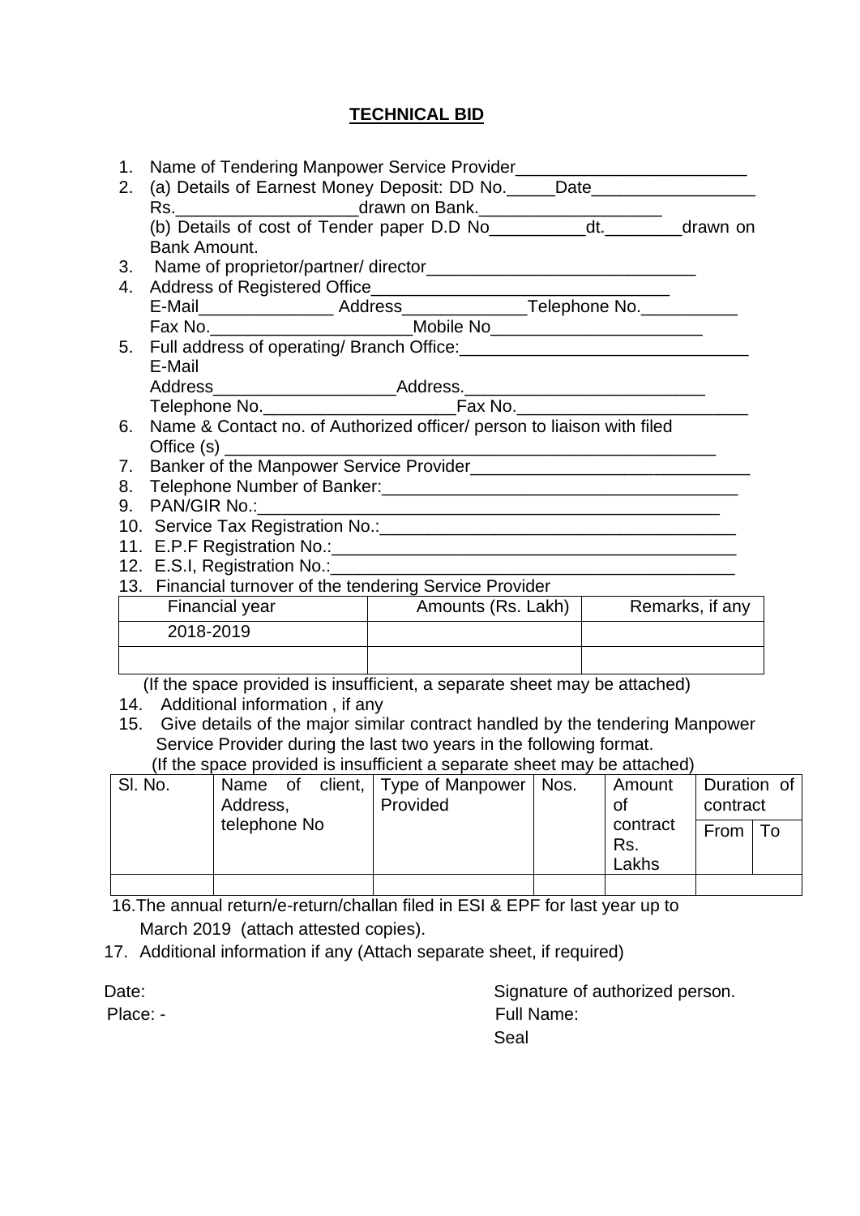# TECHNICAL BID

1. Name of Tendering Manpower Service Provider________________________
2. (a) Details of Earnest Money Deposit: DD No._____Date_________________ Rs.___________________drawn on Bank.____________________
   (b) Details of cost of Tender paper D.D No__________dt.________drawn on Bank Amount.
3. Name of proprietor/partner/ director_____________________________
4. Address of Registered Office________________________________
   E-Mail______________ Address_____________Telephone No.__________
   Fax No._____________________Mobile No______________________
5. Full address of operating/ Branch Office:_______________________________
   E-Mail
   Address___________________Address._________________________
   Telephone No.____________________Fax No.________________________
6. Name & Contact no. of Authorized officer/ person to liaison with filed Office (s) ______________________________________________________
7. Banker of the Manpower Service Provider_____________________________
8. Telephone Number of Banker:_____________________________________
9. PAN/GIR No.:_________________________________________________
10. Service Tax Registration No.:______________________________________
11. E.P.F Registration No.:__________________________________________
12. E.S.I, Registration No.:__________________________________________
13. Financial turnover of the tendering Service Provider

| Financial year | Amounts (Rs. Lakh) | Remarks, if any |
|---|---|---|
| 2018-2019 | | |
| | | |

(If the space provided is insufficient, a separate sheet may be attached)

14. Additional information , if any
15. Give details of the major similar contract handled by the tendering Manpower Service Provider during the last two years in the following format.
    (If the space provided is insufficient a separate sheet may be attached)

| Sl. No. | Name of client, Address, telephone No | Type of Manpower Provided | Nos. | Amount of contract Rs. Lakhs | Duration of contract | |
|---|---|---|---|---|---|---|
| | | | | | From | To |
| | | | | | | |

16. The annual return/e-return/challan filed in ESI & EPF for last year up to March 2019 (attach attested copies).
17. Additional information if any (Attach separate sheet, if required)

Date: Signature of authorized person.

Place: - Full Name:

Seal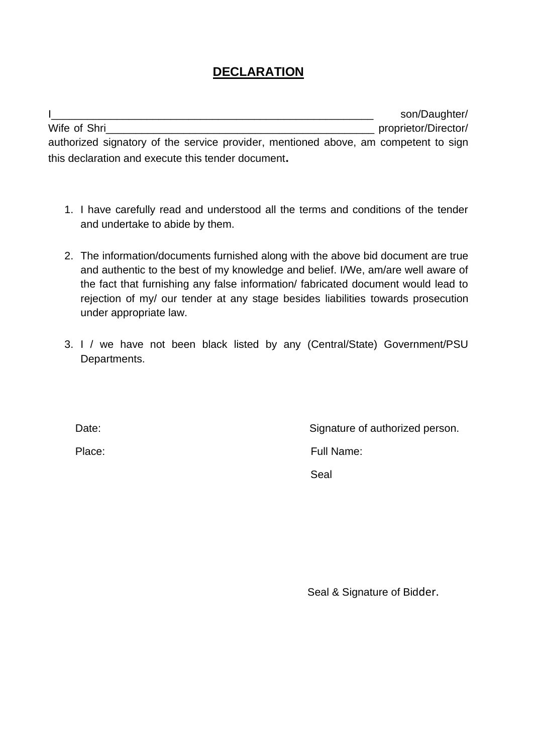## **DECLARATION**

I__________________________________________________________ son/Daughter/ Wife of Shri________________________________________________ proprietor/Director/ authorized signatory of the service provider, mentioned above, am competent to sign this declaration and execute this tender document.

1. I have carefully read and understood all the terms and conditions of the tender and undertake to abide by them.

2. The information/documents furnished along with the above bid document are true and authentic to the best of my knowledge and belief. I/We, am/are well aware of the fact that furnishing any false information/ fabricated document would lead to rejection of my/ our tender at any stage besides liabilities towards prosecution under appropriate law.

3. I / we have not been black listed by any (Central/State) Government/PSU Departments.

Date: Signature of authorized person.

Place: Full Name:

Seal

Seal & Signature of Bidder.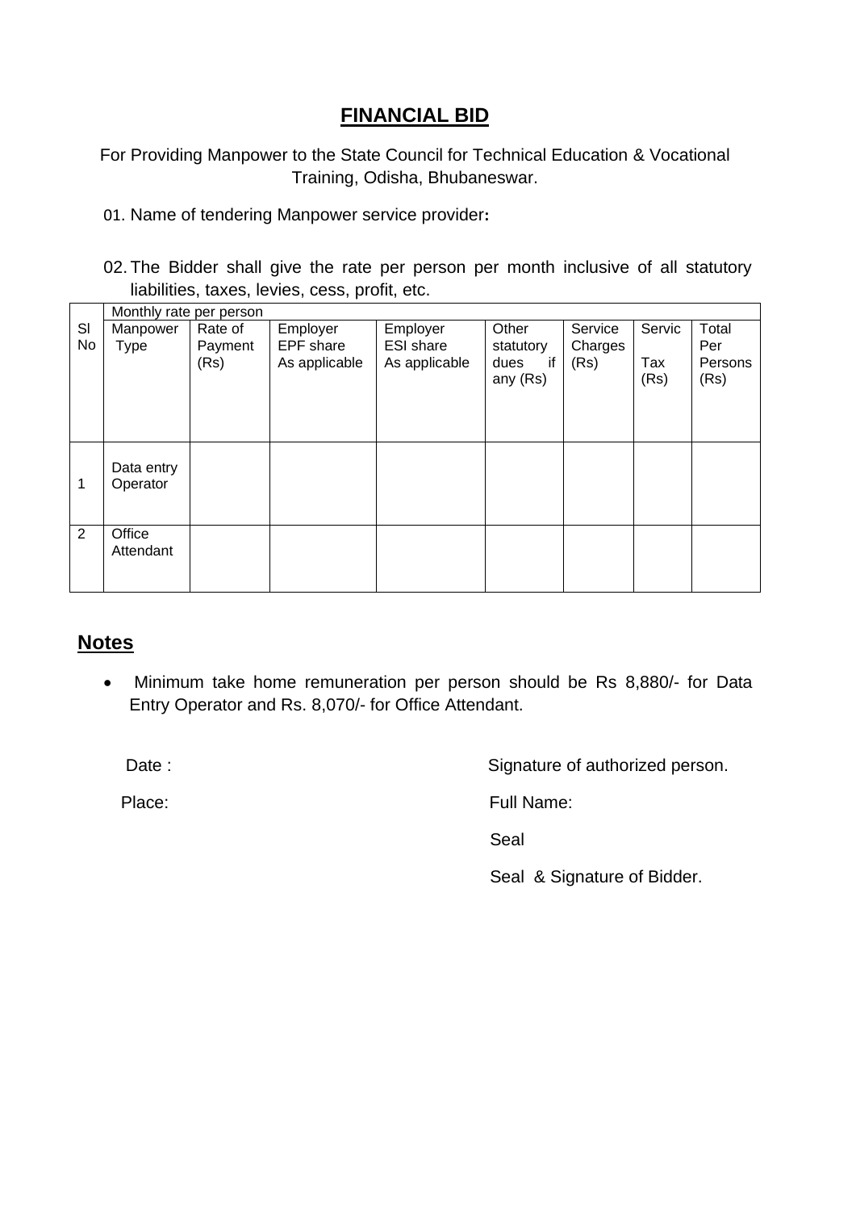# FINANCIAL BID

For Providing Manpower to the State Council for Technical Education & Vocational Training, Odisha, Bhubaneswar.

01. Name of tendering Manpower service provider**:**

02. The Bidder shall give the rate per person per month inclusive of all statutory liabilities, taxes, levies, cess, profit, etc.

| | Monthly rate per person | | | | | | | |
|---|---|---|---|---|---|---|---|---|
| Sl No | Manpower Type | Rate of Payment (Rs) | Employer EPF share As applicable | Employer ESI share As applicable | Other statutory dues if any (Rs) | Service Charges (Rs) | Servic Tax (Rs) | Total Per Persons (Rs) |
| 1 | Data entry Operator | | | | | | | |
| 2 | Office Attendant | | | | | | | |

## Notes

- Minimum take home remuneration per person should be Rs 8,880/- for Data Entry Operator and Rs. 8,070/- for Office Attendant.

Date :

Place:

Signature of authorized person.

Full Name:

Seal

Seal & Signature of Bidder.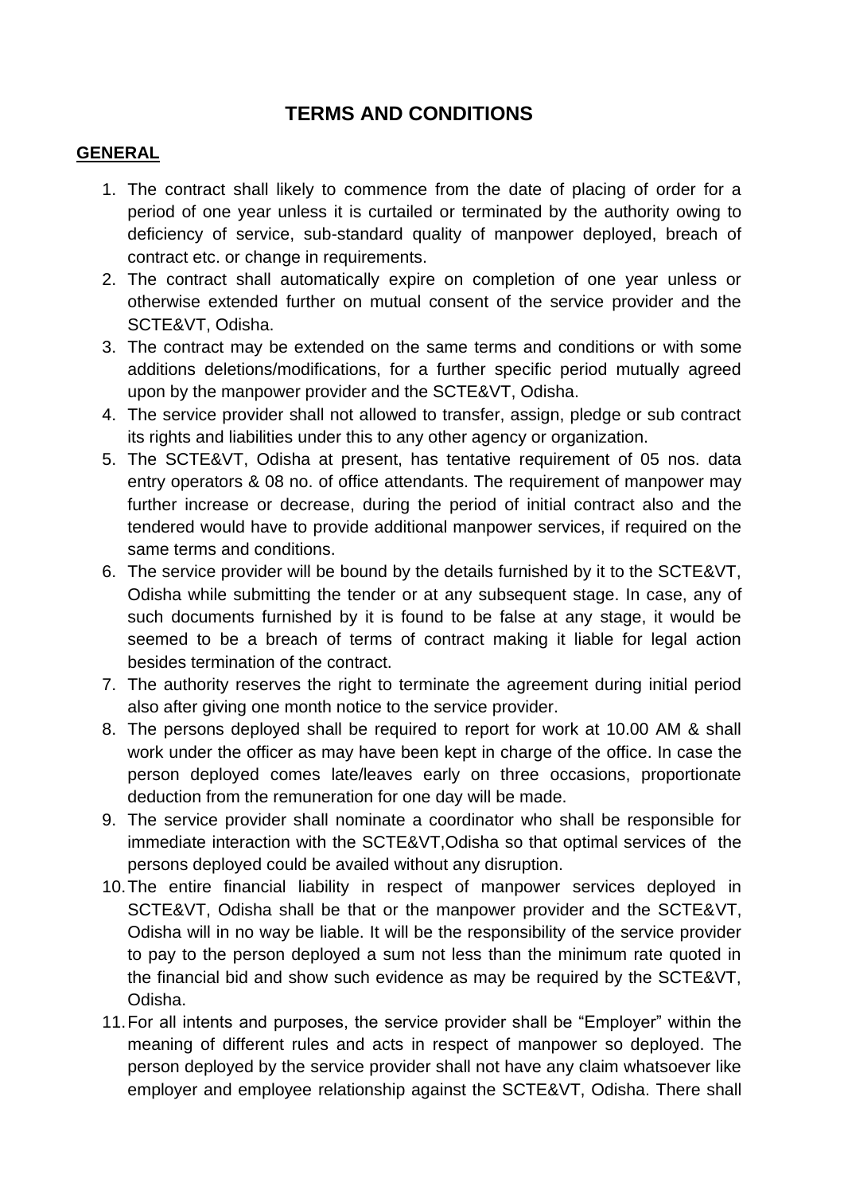# TERMS AND CONDITIONS

**GENERAL**

1. The contract shall likely to commence from the date of placing of order for a period of one year unless it is curtailed or terminated by the authority owing to deficiency of service, sub-standard quality of manpower deployed, breach of contract etc. or change in requirements.
2. The contract shall automatically expire on completion of one year unless or otherwise extended further on mutual consent of the service provider and the SCTE&VT, Odisha.
3. The contract may be extended on the same terms and conditions or with some additions deletions/modifications, for a further specific period mutually agreed upon by the manpower provider and the SCTE&VT, Odisha.
4. The service provider shall not allowed to transfer, assign, pledge or sub contract its rights and liabilities under this to any other agency or organization.
5. The SCTE&VT, Odisha at present, has tentative requirement of 05 nos. data entry operators & 08 no. of office attendants. The requirement of manpower may further increase or decrease, during the period of initial contract also and the tendered would have to provide additional manpower services, if required on the same terms and conditions.
6. The service provider will be bound by the details furnished by it to the SCTE&VT, Odisha while submitting the tender or at any subsequent stage. In case, any of such documents furnished by it is found to be false at any stage, it would be seemed to be a breach of terms of contract making it liable for legal action besides termination of the contract.
7. The authority reserves the right to terminate the agreement during initial period also after giving one month notice to the service provider.
8. The persons deployed shall be required to report for work at 10.00 AM & shall work under the officer as may have been kept in charge of the office. In case the person deployed comes late/leaves early on three occasions, proportionate deduction from the remuneration for one day will be made.
9. The service provider shall nominate a coordinator who shall be responsible for immediate interaction with the SCTE&VT,Odisha so that optimal services of the persons deployed could be availed without any disruption.
10. The entire financial liability in respect of manpower services deployed in SCTE&VT, Odisha shall be that or the manpower provider and the SCTE&VT, Odisha will in no way be liable. It will be the responsibility of the service provider to pay to the person deployed a sum not less than the minimum rate quoted in the financial bid and show such evidence as may be required by the SCTE&VT, Odisha.
11. For all intents and purposes, the service provider shall be "Employer" within the meaning of different rules and acts in respect of manpower so deployed. The person deployed by the service provider shall not have any claim whatsoever like employer and employee relationship against the SCTE&VT, Odisha. There shall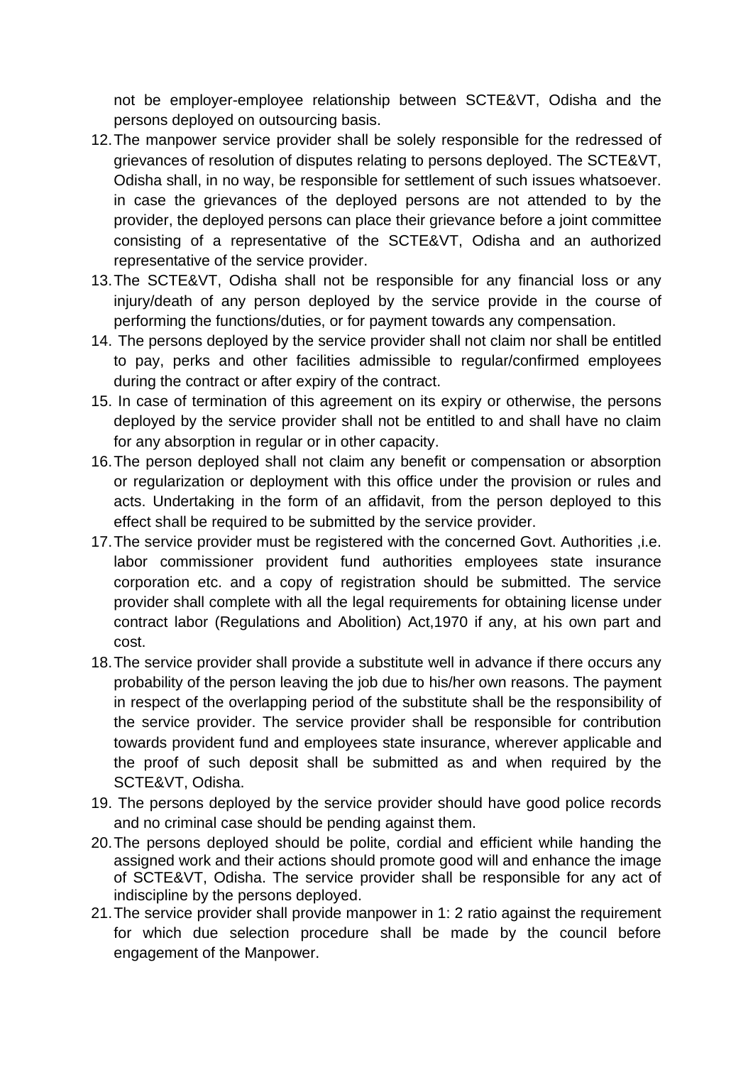not be employer-employee relationship between SCTE&VT, Odisha and the persons deployed on outsourcing basis.

12. The manpower service provider shall be solely responsible for the redressed of grievances of resolution of disputes relating to persons deployed. The SCTE&VT, Odisha shall, in no way, be responsible for settlement of such issues whatsoever. in case the grievances of the deployed persons are not attended to by the provider, the deployed persons can place their grievance before a joint committee consisting of a representative of the SCTE&VT, Odisha and an authorized representative of the service provider.
13. The SCTE&VT, Odisha shall not be responsible for any financial loss or any injury/death of any person deployed by the service provide in the course of performing the functions/duties, or for payment towards any compensation.
14. The persons deployed by the service provider shall not claim nor shall be entitled to pay, perks and other facilities admissible to regular/confirmed employees during the contract or after expiry of the contract.
15. In case of termination of this agreement on its expiry or otherwise, the persons deployed by the service provider shall not be entitled to and shall have no claim for any absorption in regular or in other capacity.
16. The person deployed shall not claim any benefit or compensation or absorption or regularization or deployment with this office under the provision or rules and acts. Undertaking in the form of an affidavit, from the person deployed to this effect shall be required to be submitted by the service provider.
17. The service provider must be registered with the concerned Govt. Authorities ,i.e. labor commissioner provident fund authorities employees state insurance corporation etc. and a copy of registration should be submitted. The service provider shall complete with all the legal requirements for obtaining license under contract labor (Regulations and Abolition) Act,1970 if any, at his own part and cost.
18. The service provider shall provide a substitute well in advance if there occurs any probability of the person leaving the job due to his/her own reasons. The payment in respect of the overlapping period of the substitute shall be the responsibility of the service provider. The service provider shall be responsible for contribution towards provident fund and employees state insurance, wherever applicable and the proof of such deposit shall be submitted as and when required by the SCTE&VT, Odisha.
19. The persons deployed by the service provider should have good police records and no criminal case should be pending against them.
20. The persons deployed should be polite, cordial and efficient while handing the assigned work and their actions should promote good will and enhance the image of SCTE&VT, Odisha. The service provider shall be responsible for any act of indiscipline by the persons deployed.
21. The service provider shall provide manpower in 1: 2 ratio against the requirement for which due selection procedure shall be made by the council before engagement of the Manpower.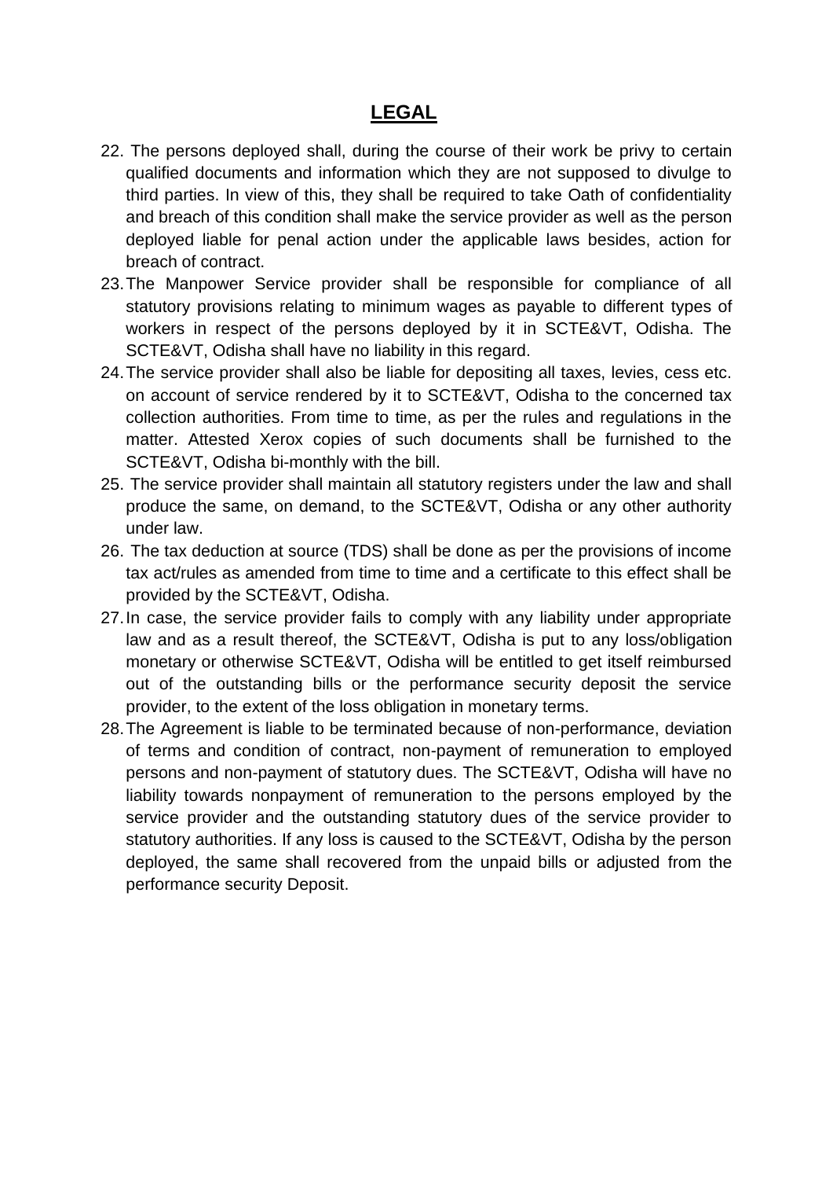## LEGAL

22. The persons deployed shall, during the course of their work be privy to certain qualified documents and information which they are not supposed to divulge to third parties. In view of this, they shall be required to take Oath of confidentiality and breach of this condition shall make the service provider as well as the person deployed liable for penal action under the applicable laws besides, action for breach of contract.
23. The Manpower Service provider shall be responsible for compliance of all statutory provisions relating to minimum wages as payable to different types of workers in respect of the persons deployed by it in SCTE&VT, Odisha. The SCTE&VT, Odisha shall have no liability in this regard.
24. The service provider shall also be liable for depositing all taxes, levies, cess etc. on account of service rendered by it to SCTE&VT, Odisha to the concerned tax collection authorities. From time to time, as per the rules and regulations in the matter. Attested Xerox copies of such documents shall be furnished to the SCTE&VT, Odisha bi-monthly with the bill.
25. The service provider shall maintain all statutory registers under the law and shall produce the same, on demand, to the SCTE&VT, Odisha or any other authority under law.
26. The tax deduction at source (TDS) shall be done as per the provisions of income tax act/rules as amended from time to time and a certificate to this effect shall be provided by the SCTE&VT, Odisha.
27. In case, the service provider fails to comply with any liability under appropriate law and as a result thereof, the SCTE&VT, Odisha is put to any loss/obligation monetary or otherwise SCTE&VT, Odisha will be entitled to get itself reimbursed out of the outstanding bills or the performance security deposit the service provider, to the extent of the loss obligation in monetary terms.
28. The Agreement is liable to be terminated because of non-performance, deviation of terms and condition of contract, non-payment of remuneration to employed persons and non-payment of statutory dues. The SCTE&VT, Odisha will have no liability towards nonpayment of remuneration to the persons employed by the service provider and the outstanding statutory dues of the service provider to statutory authorities. If any loss is caused to the SCTE&VT, Odisha by the person deployed, the same shall recovered from the unpaid bills or adjusted from the performance security Deposit.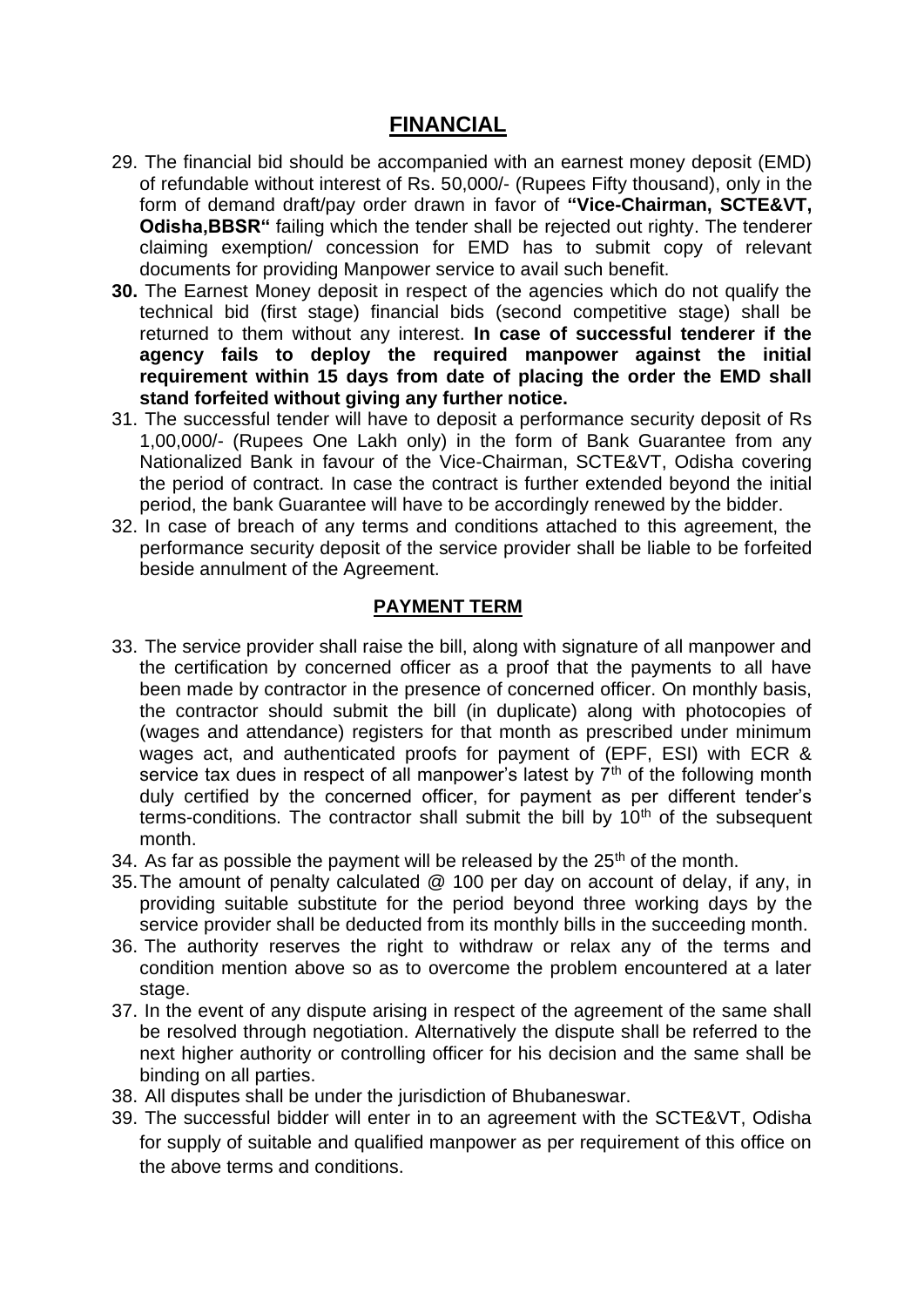## FINANCIAL

29. The financial bid should be accompanied with an earnest money deposit (EMD) of refundable without interest of Rs. 50,000/- (Rupees Fifty thousand), only in the form of demand draft/pay order drawn in favor of **"Vice-Chairman, SCTE&VT, Odisha,BBSR"** failing which the tender shall be rejected out righty. The tenderer claiming exemption/ concession for EMD has to submit copy of relevant documents for providing Manpower service to avail such benefit.
30. The Earnest Money deposit in respect of the agencies which do not qualify the technical bid (first stage) financial bids (second competitive stage) shall be returned to them without any interest. **In case of successful tenderer if the agency fails to deploy the required manpower against the initial requirement within 15 days from date of placing the order the EMD shall stand forfeited without giving any further notice.**
31. The successful tender will have to deposit a performance security deposit of Rs 1,00,000/- (Rupees One Lakh only) in the form of Bank Guarantee from any Nationalized Bank in favour of the Vice-Chairman, SCTE&VT, Odisha covering the period of contract. In case the contract is further extended beyond the initial period, the bank Guarantee will have to be accordingly renewed by the bidder.
32. In case of breach of any terms and conditions attached to this agreement, the performance security deposit of the service provider shall be liable to be forfeited beside annulment of the Agreement.

## PAYMENT TERM

33. The service provider shall raise the bill, along with signature of all manpower and the certification by concerned officer as a proof that the payments to all have been made by contractor in the presence of concerned officer. On monthly basis, the contractor should submit the bill (in duplicate) along with photocopies of (wages and attendance) registers for that month as prescribed under minimum wages act, and authenticated proofs for payment of (EPF, ESI) with ECR & service tax dues in respect of all manpower's latest by 7th of the following month duly certified by the concerned officer, for payment as per different tender's terms-conditions. The contractor shall submit the bill by 10th of the subsequent month.
34. As far as possible the payment will be released by the 25th of the month.
35. The amount of penalty calculated @ 100 per day on account of delay, if any, in providing suitable substitute for the period beyond three working days by the service provider shall be deducted from its monthly bills in the succeeding month.
36. The authority reserves the right to withdraw or relax any of the terms and condition mention above so as to overcome the problem encountered at a later stage.
37. In the event of any dispute arising in respect of the agreement of the same shall be resolved through negotiation. Alternatively the dispute shall be referred to the next higher authority or controlling officer for his decision and the same shall be binding on all parties.
38. All disputes shall be under the jurisdiction of Bhubaneswar.
39. The successful bidder will enter in to an agreement with the SCTE&VT, Odisha for supply of suitable and qualified manpower as per requirement of this office on the above terms and conditions.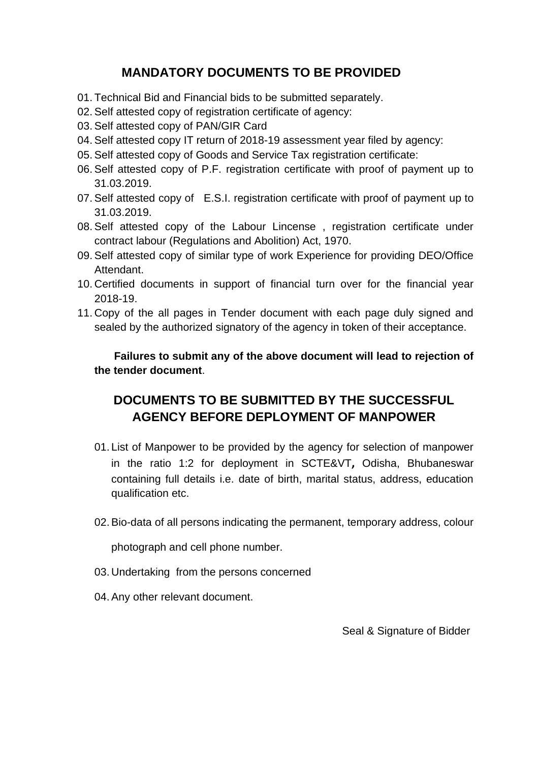## MANDATORY DOCUMENTS TO BE PROVIDED

01. Technical Bid and Financial bids to be submitted separately.
02. Self attested copy of registration certificate of agency:
03. Self attested copy of PAN/GIR Card
04. Self attested copy IT return of 2018-19 assessment year filed by agency:
05. Self attested copy of Goods and Service Tax registration certificate:
06. Self attested copy of P.F. registration certificate with proof of payment up to 31.03.2019.
07. Self attested copy of E.S.I. registration certificate with proof of payment up to 31.03.2019.
08. Self attested copy of the Labour Lincense , registration certificate under contract labour (Regulations and Abolition) Act, 1970.
09. Self attested copy of similar type of work Experience for providing DEO/Office Attendant.
10. Certified documents in support of financial turn over for the financial year 2018-19.
11. Copy of the all pages in Tender document with each page duly signed and sealed by the authorized signatory of the agency in token of their acceptance.

**Failures to submit any of the above document will lead to rejection of the tender document**.

## DOCUMENTS TO BE SUBMITTED BY THE SUCCESSFUL AGENCY BEFORE DEPLOYMENT OF MANPOWER

01. List of Manpower to be provided by the agency for selection of manpower in the ratio 1:2 for deployment in SCTE&VT**,** Odisha, Bhubaneswar containing full details i.e. date of birth, marital status, address, education qualification etc.
02. Bio-data of all persons indicating the permanent, temporary address, colour photograph and cell phone number.
03. Undertaking from the persons concerned
04. Any other relevant document.

Seal & Signature of Bidder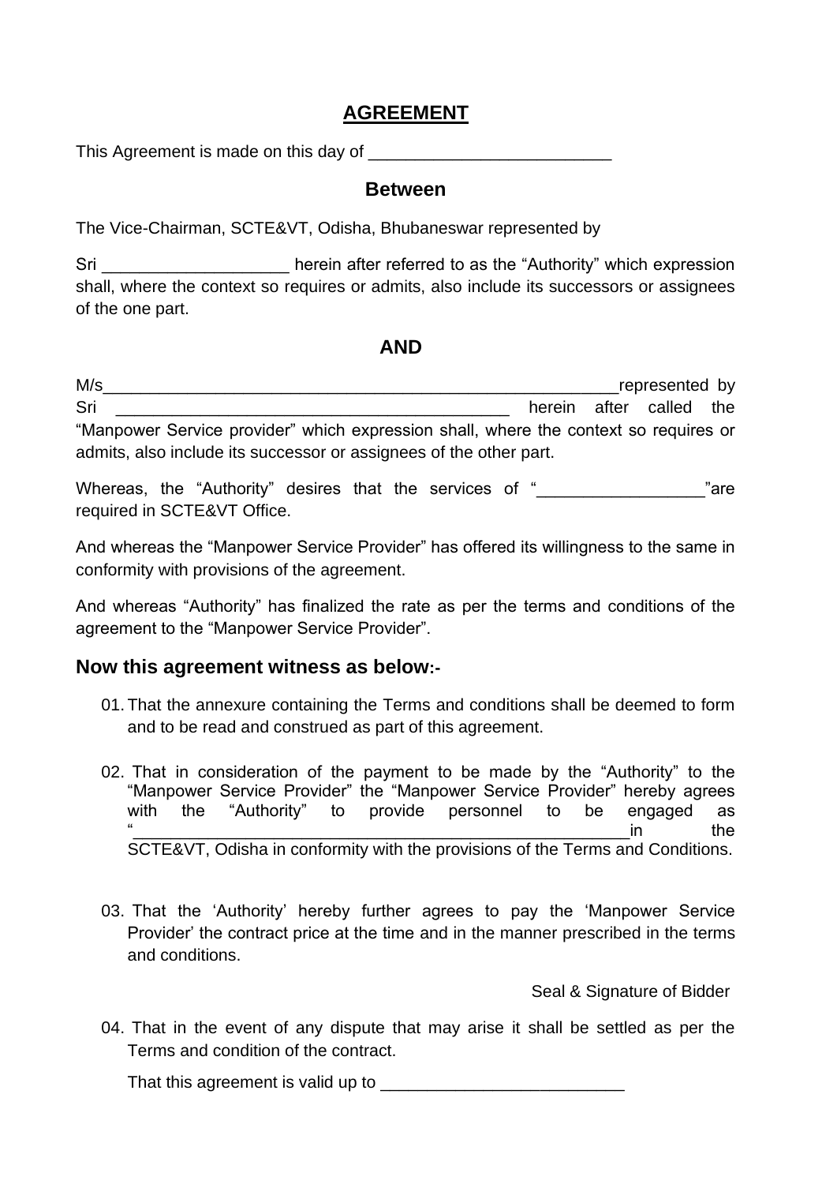# AGREEMENT

This Agreement is made on this day of __________________________

### Between

The Vice-Chairman, SCTE&VT, Odisha, Bhubaneswar represented by

Sri ____________________ herein after referred to as the "Authority" which expression shall, where the context so requires or admits, also include its successors or assignees of the one part.

### AND

M/s__________________________________________________________represented by Sri ____________________________________________ herein after called the "Manpower Service provider" which expression shall, where the context so requires or admits, also include its successor or assignees of the other part.

Whereas, the "Authority" desires that the services of "__________________"are required in SCTE&VT Office.

And whereas the "Manpower Service Provider" has offered its willingness to the same in conformity with provisions of the agreement.

And whereas "Authority" has finalized the rate as per the terms and conditions of the agreement to the "Manpower Service Provider".

## Now this agreement witness as below:-

01. That the annexure containing the Terms and conditions shall be deemed to form and to be read and construed as part of this agreement.

02. That in consideration of the payment to be made by the "Authority" to the "Manpower Service Provider" the "Manpower Service Provider" hereby agrees with the "Authority" to provide personnel to be engaged as "________________________________________________________in the SCTE&VT, Odisha in conformity with the provisions of the Terms and Conditions.

03. That the 'Authority' hereby further agrees to pay the 'Manpower Service Provider' the contract price at the time and in the manner prescribed in the terms and conditions.

Seal & Signature of Bidder

04. That in the event of any dispute that may arise it shall be settled as per the Terms and condition of the contract.

That this agreement is valid up to __________________________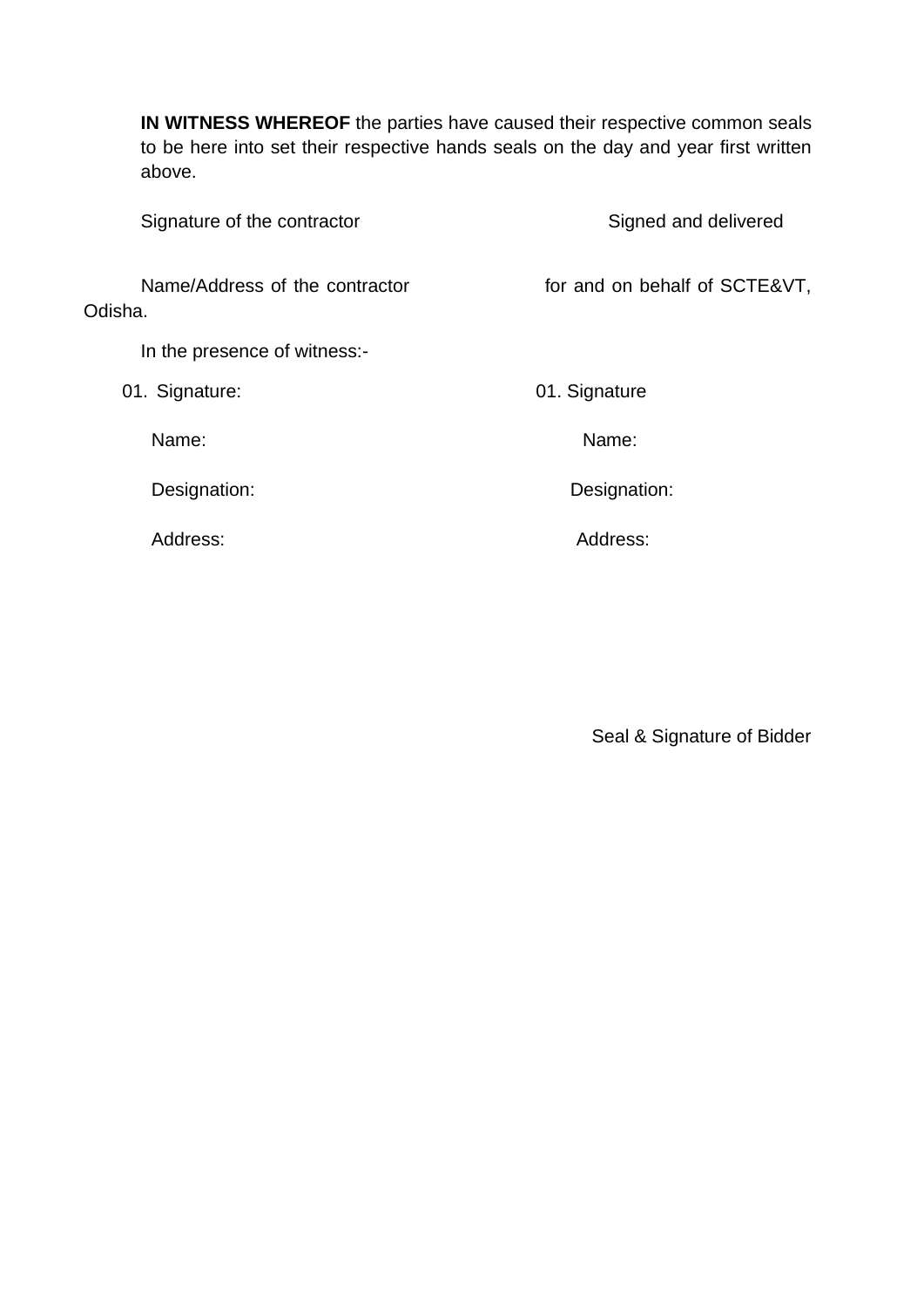**IN WITNESS WHEREOF** the parties have caused their respective common seals to be here into set their respective hands seals on the day and year first written above.

| | |
|---|---|
| Signature of the contractor | Signed and delivered |
| Name/Address of the contractor | for and on behalf of SCTE&VT, Odisha. |

In the presence of witness:-

| | |
|---|---|
| 01. Signature: | 01. Signature |
| Name: | Name: |
| Designation: | Designation: |
| Address: | Address: |

Seal & Signature of Bidder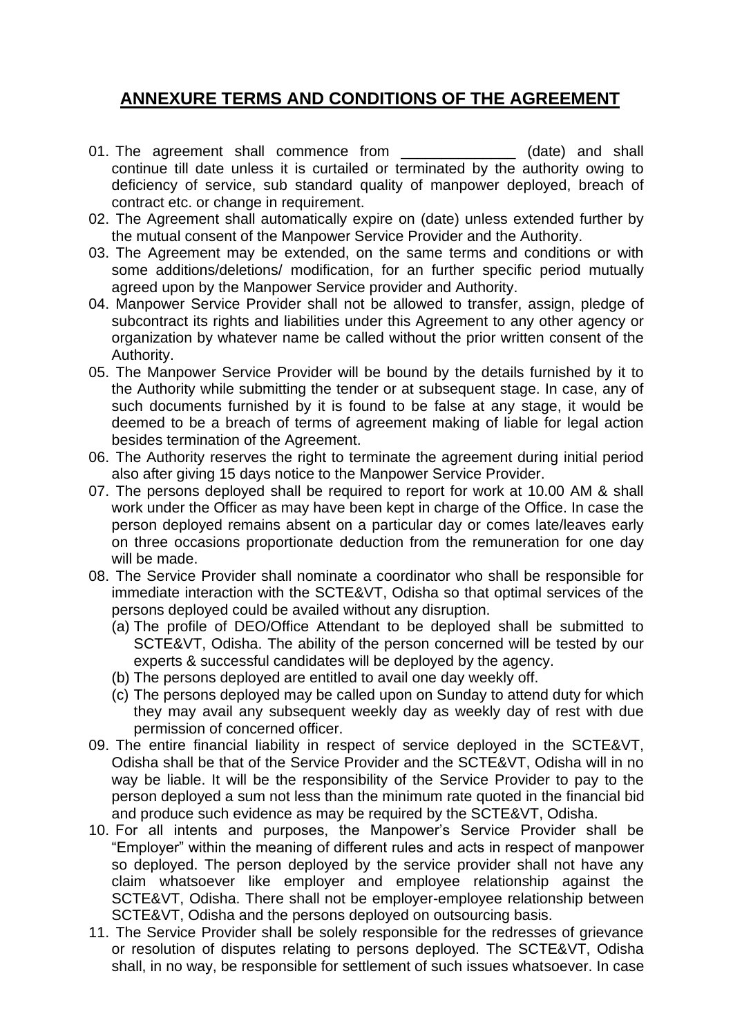## ANNEXURE TERMS AND CONDITIONS OF THE AGREEMENT

01. The agreement shall commence from ______________ (date) and shall continue till date unless it is curtailed or terminated by the authority owing to deficiency of service, sub standard quality of manpower deployed, breach of contract etc. or change in requirement.
02. The Agreement shall automatically expire on (date) unless extended further by the mutual consent of the Manpower Service Provider and the Authority.
03. The Agreement may be extended, on the same terms and conditions or with some additions/deletions/ modification, for an further specific period mutually agreed upon by the Manpower Service provider and Authority.
04. Manpower Service Provider shall not be allowed to transfer, assign, pledge of subcontract its rights and liabilities under this Agreement to any other agency or organization by whatever name be called without the prior written consent of the Authority.
05. The Manpower Service Provider will be bound by the details furnished by it to the Authority while submitting the tender or at subsequent stage. In case, any of such documents furnished by it is found to be false at any stage, it would be deemed to be a breach of terms of agreement making of liable for legal action besides termination of the Agreement.
06. The Authority reserves the right to terminate the agreement during initial period also after giving 15 days notice to the Manpower Service Provider.
07. The persons deployed shall be required to report for work at 10.00 AM & shall work under the Officer as may have been kept in charge of the Office. In case the person deployed remains absent on a particular day or comes late/leaves early on three occasions proportionate deduction from the remuneration for one day will be made.
08. The Service Provider shall nominate a coordinator who shall be responsible for immediate interaction with the SCTE&VT, Odisha so that optimal services of the persons deployed could be availed without any disruption.
    - (a) The profile of DEO/Office Attendant to be deployed shall be submitted to SCTE&VT, Odisha. The ability of the person concerned will be tested by our experts & successful candidates will be deployed by the agency.
    - (b) The persons deployed are entitled to avail one day weekly off.
    - (c) The persons deployed may be called upon on Sunday to attend duty for which they may avail any subsequent weekly day as weekly day of rest with due permission of concerned officer.
09. The entire financial liability in respect of service deployed in the SCTE&VT, Odisha shall be that of the Service Provider and the SCTE&VT, Odisha will in no way be liable. It will be the responsibility of the Service Provider to pay to the person deployed a sum not less than the minimum rate quoted in the financial bid and produce such evidence as may be required by the SCTE&VT, Odisha.
10. For all intents and purposes, the Manpower's Service Provider shall be "Employer" within the meaning of different rules and acts in respect of manpower so deployed. The person deployed by the service provider shall not have any claim whatsoever like employer and employee relationship against the SCTE&VT, Odisha. There shall not be employer-employee relationship between SCTE&VT, Odisha and the persons deployed on outsourcing basis.
11. The Service Provider shall be solely responsible for the redresses of grievance or resolution of disputes relating to persons deployed. The SCTE&VT, Odisha shall, in no way, be responsible for settlement of such issues whatsoever. In case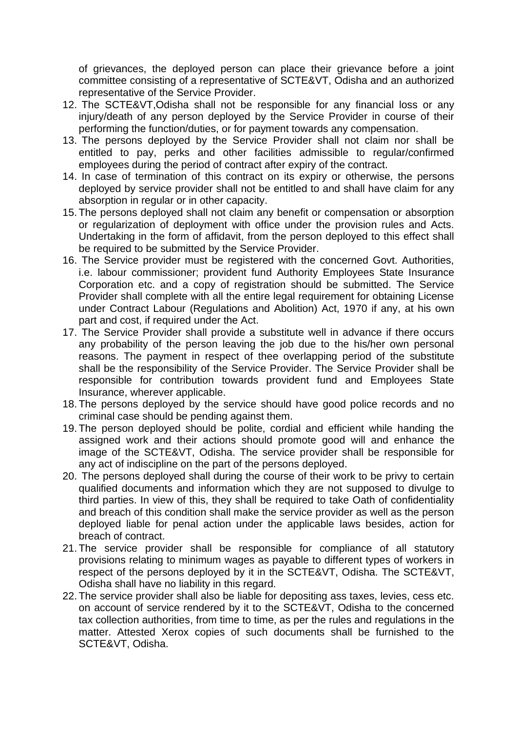of grievances, the deployed person can place their grievance before a joint committee consisting of a representative of SCTE&VT, Odisha and an authorized representative of the Service Provider.

12. The SCTE&VT,Odisha shall not be responsible for any financial loss or any injury/death of any person deployed by the Service Provider in course of their performing the function/duties, or for payment towards any compensation.
13. The persons deployed by the Service Provider shall not claim nor shall be entitled to pay, perks and other facilities admissible to regular/confirmed employees during the period of contract after expiry of the contract.
14. In case of termination of this contract on its expiry or otherwise, the persons deployed by service provider shall not be entitled to and shall have claim for any absorption in regular or in other capacity.
15. The persons deployed shall not claim any benefit or compensation or absorption or regularization of deployment with office under the provision rules and Acts. Undertaking in the form of affidavit, from the person deployed to this effect shall be required to be submitted by the Service Provider.
16. The Service provider must be registered with the concerned Govt. Authorities, i.e. labour commissioner; provident fund Authority Employees State Insurance Corporation etc. and a copy of registration should be submitted. The Service Provider shall complete with all the entire legal requirement for obtaining License under Contract Labour (Regulations and Abolition) Act, 1970 if any, at his own part and cost, if required under the Act.
17. The Service Provider shall provide a substitute well in advance if there occurs any probability of the person leaving the job due to the his/her own personal reasons. The payment in respect of thee overlapping period of the substitute shall be the responsibility of the Service Provider. The Service Provider shall be responsible for contribution towards provident fund and Employees State Insurance, wherever applicable.
18. The persons deployed by the service should have good police records and no criminal case should be pending against them.
19. The person deployed should be polite, cordial and efficient while handing the assigned work and their actions should promote good will and enhance the image of the SCTE&VT, Odisha. The service provider shall be responsible for any act of indiscipline on the part of the persons deployed.
20. The persons deployed shall during the course of their work to be privy to certain qualified documents and information which they are not supposed to divulge to third parties. In view of this, they shall be required to take Oath of confidentiality and breach of this condition shall make the service provider as well as the person deployed liable for penal action under the applicable laws besides, action for breach of contract.
21. The service provider shall be responsible for compliance of all statutory provisions relating to minimum wages as payable to different types of workers in respect of the persons deployed by it in the SCTE&VT, Odisha. The SCTE&VT, Odisha shall have no liability in this regard.
22. The service provider shall also be liable for depositing ass taxes, levies, cess etc. on account of service rendered by it to the SCTE&VT, Odisha to the concerned tax collection authorities, from time to time, as per the rules and regulations in the matter. Attested Xerox copies of such documents shall be furnished to the SCTE&VT, Odisha.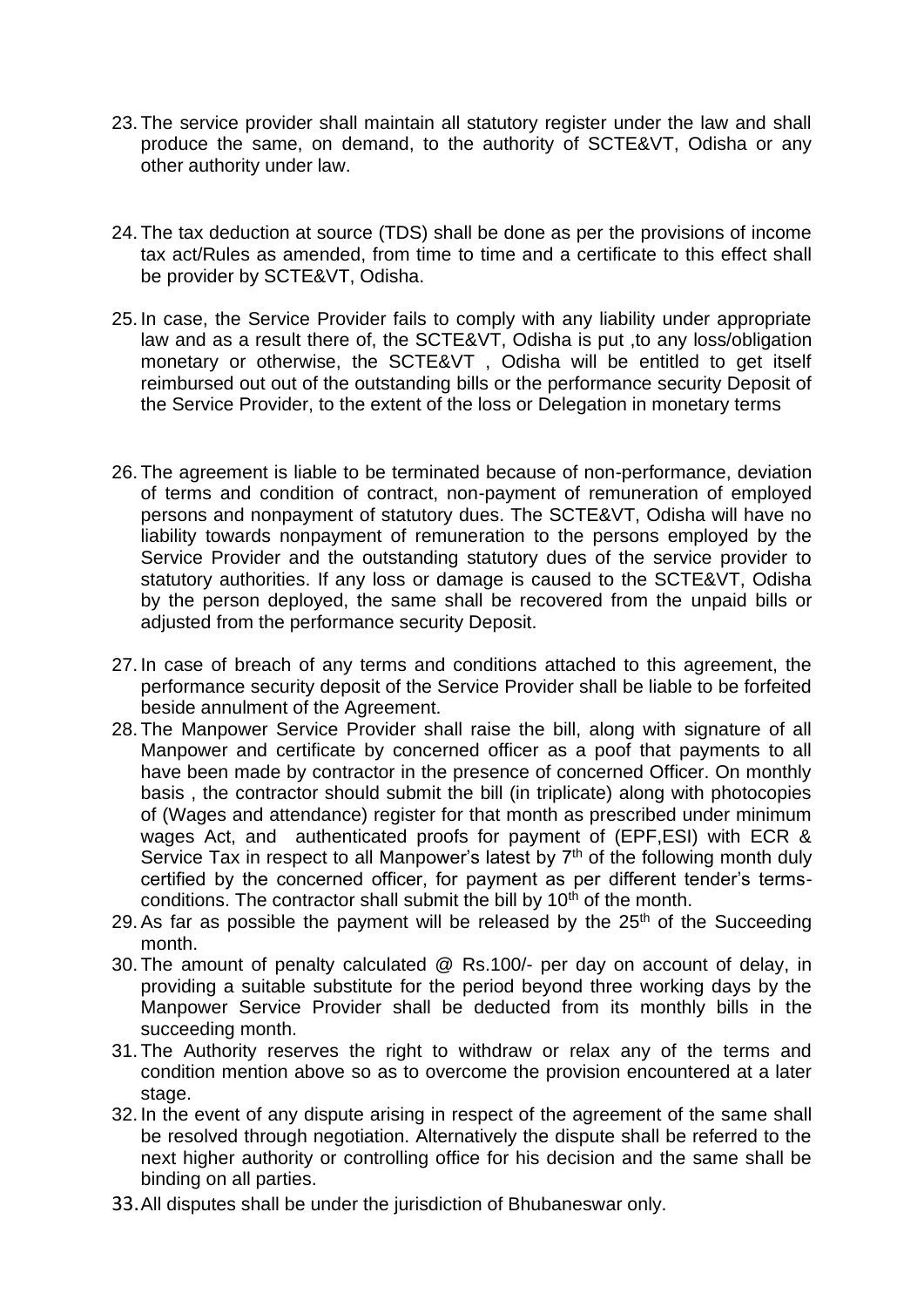23. The service provider shall maintain all statutory register under the law and shall produce the same, on demand, to the authority of SCTE&VT, Odisha or any other authority under law.

24. The tax deduction at source (TDS) shall be done as per the provisions of income tax act/Rules as amended, from time to time and a certificate to this effect shall be provider by SCTE&VT, Odisha.

25. In case, the Service Provider fails to comply with any liability under appropriate law and as a result there of, the SCTE&VT, Odisha is put ,to any loss/obligation monetary or otherwise, the SCTE&VT , Odisha will be entitled to get itself reimbursed out out of the outstanding bills or the performance security Deposit of the Service Provider, to the extent of the loss or Delegation in monetary terms

26. The agreement is liable to be terminated because of non-performance, deviation of terms and condition of contract, non-payment of remuneration of employed persons and nonpayment of statutory dues. The SCTE&VT, Odisha will have no liability towards nonpayment of remuneration to the persons employed by the Service Provider and the outstanding statutory dues of the service provider to statutory authorities. If any loss or damage is caused to the SCTE&VT, Odisha by the person deployed, the same shall be recovered from the unpaid bills or adjusted from the performance security Deposit.

27. In case of breach of any terms and conditions attached to this agreement, the performance security deposit of the Service Provider shall be liable to be forfeited beside annulment of the Agreement.
28. The Manpower Service Provider shall raise the bill, along with signature of all Manpower and certificate by concerned officer as a poof that payments to all have been made by contractor in the presence of concerned Officer. On monthly basis , the contractor should submit the bill (in triplicate) along with photocopies of (Wages and attendance) register for that month as prescribed under minimum wages Act, and authenticated proofs for payment of (EPF,ESI) with ECR & Service Tax in respect to all Manpower's latest by 7th of the following month duly certified by the concerned officer, for payment as per different tender's terms-conditions. The contractor shall submit the bill by 10th of the month.
29. As far as possible the payment will be released by the 25th of the Succeeding month.
30. The amount of penalty calculated @ Rs.100/- per day on account of delay, in providing a suitable substitute for the period beyond three working days by the Manpower Service Provider shall be deducted from its monthly bills in the succeeding month.
31. The Authority reserves the right to withdraw or relax any of the terms and condition mention above so as to overcome the provision encountered at a later stage.
32. In the event of any dispute arising in respect of the agreement of the same shall be resolved through negotiation. Alternatively the dispute shall be referred to the next higher authority or controlling office for his decision and the same shall be binding on all parties.
33. All disputes shall be under the jurisdiction of Bhubaneswar only.